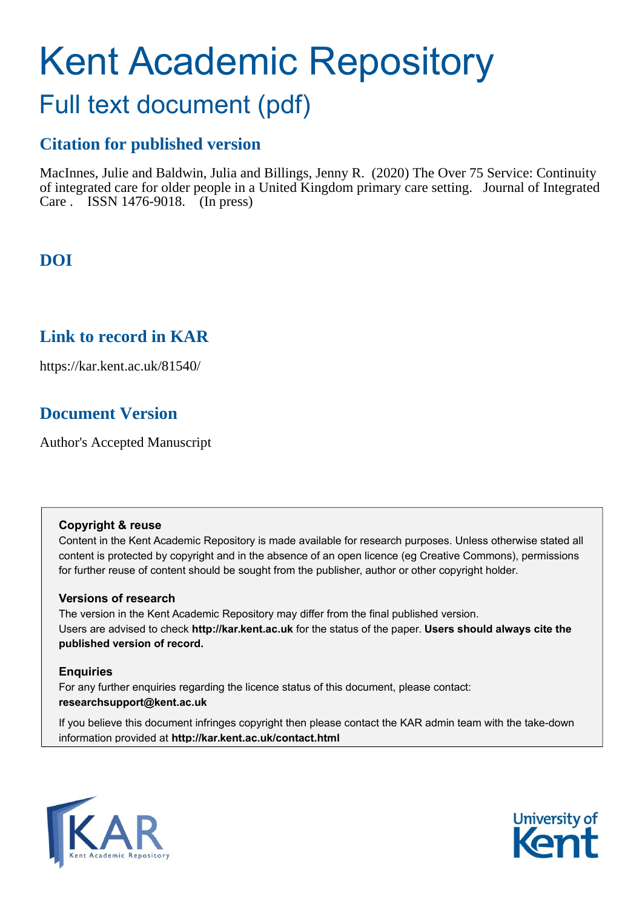# Kent Academic Repository

## Full text document (pdf)

### Citation for published version

MacInnes, Julie and Baldwin, Julia and Billings, Jenny R. (2020) The Over 75 Service: Continuity of integrated care for older people in a United Kingdom primary care setting. Journal of Integrated Care . ISSN 1476-9018. (In press)

### DOI

### Link to record in KAR

https://kar.kent.ac.uk/81540/

### Document Version

Author's Accepted Manuscript

**Copyright & reuse**

Content in the Kent Academic Repository is made available for research purposes. Unless otherwise stated all content is protected by copyright and in the absence of an open licence (eg Creative Commons), permissions for further reuse of content should be sought from the publisher, author or other copyright holder.

**Versions of research**

The version in the Kent Academic Repository may differ from the final published version.
Users are advised to check **http://kar.kent.ac.uk** for the status of the paper. **Users should always cite the published version of record.**

**Enquiries**

For any further enquiries regarding the licence status of this document, please contact:
**researchsupport@kent.ac.uk**

If you believe this document infringes copyright then please contact the KAR admin team with the take-down information provided at **http://kar.kent.ac.uk/contact.html**

KAR Kent Academic Repository

University of Kent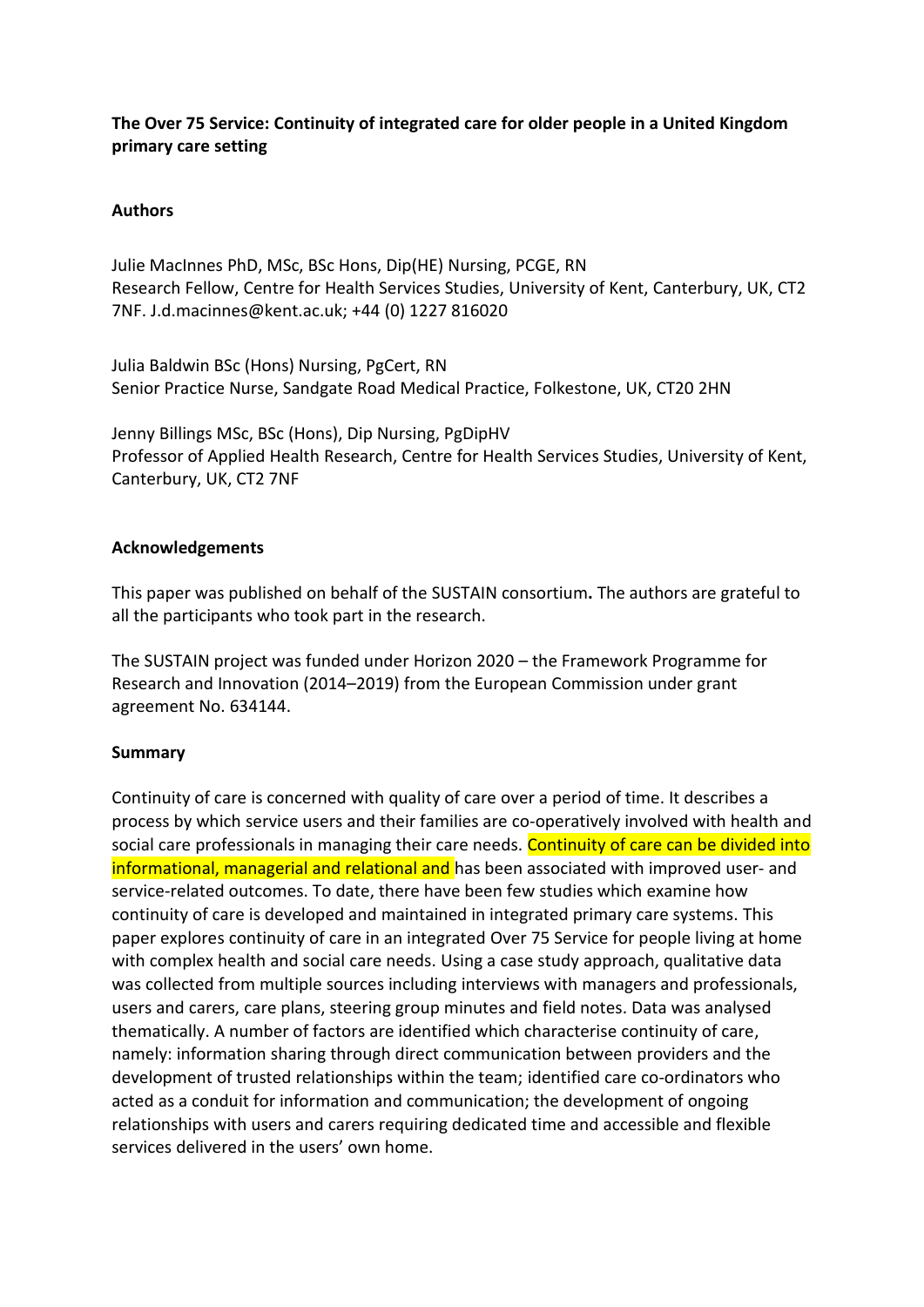**The Over 75 Service: Continuity of integrated care for older people in a United Kingdom primary care setting**

**Authors**

Julie MacInnes PhD, MSc, BSc Hons, Dip(HE) Nursing, PCGE, RN
Research Fellow, Centre for Health Services Studies, University of Kent, Canterbury, UK, CT2 7NF. J.d.macinnes@kent.ac.uk; +44 (0) 1227 816020

Julia Baldwin BSc (Hons) Nursing, PgCert, RN
Senior Practice Nurse, Sandgate Road Medical Practice, Folkestone, UK, CT20 2HN

Jenny Billings MSc, BSc (Hons), Dip Nursing, PgDipHV
Professor of Applied Health Research, Centre for Health Services Studies, University of Kent, Canterbury, UK, CT2 7NF

**Acknowledgements**

This paper was published on behalf of the SUSTAIN consortium**.** The authors are grateful to all the participants who took part in the research.

The SUSTAIN project was funded under Horizon 2020 – the Framework Programme for Research and Innovation (2014–2019) from the European Commission under grant agreement No. 634144.

**Summary**

Continuity of care is concerned with quality of care over a period of time. It describes a process by which service users and their families are co-operatively involved with health and social care professionals in managing their care needs. Continuity of care can be divided into informational, managerial and relational and has been associated with improved user- and service-related outcomes. To date, there have been few studies which examine how continuity of care is developed and maintained in integrated primary care systems. This paper explores continuity of care in an integrated Over 75 Service for people living at home with complex health and social care needs. Using a case study approach, qualitative data was collected from multiple sources including interviews with managers and professionals, users and carers, care plans, steering group minutes and field notes. Data was analysed thematically. A number of factors are identified which characterise continuity of care, namely: information sharing through direct communication between providers and the development of trusted relationships within the team; identified care co-ordinators who acted as a conduit for information and communication; the development of ongoing relationships with users and carers requiring dedicated time and accessible and flexible services delivered in the users' own home.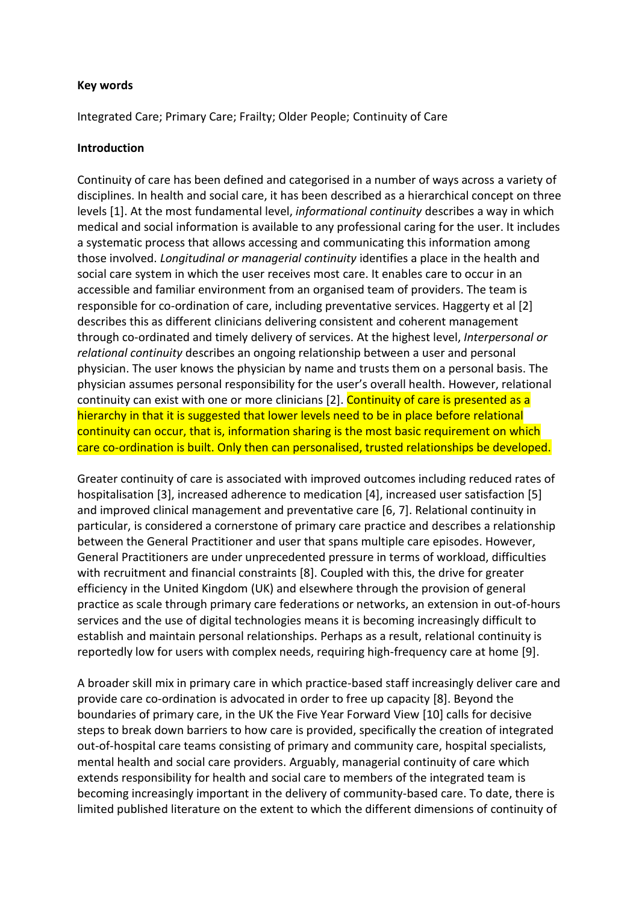**Key words**

Integrated Care; Primary Care; Frailty; Older People; Continuity of Care

**Introduction**

Continuity of care has been defined and categorised in a number of ways across a variety of disciplines. In health and social care, it has been described as a hierarchical concept on three levels [1]. At the most fundamental level, *informational continuity* describes a way in which medical and social information is available to any professional caring for the user. It includes a systematic process that allows accessing and communicating this information among those involved. *Longitudinal or managerial continuity* identifies a place in the health and social care system in which the user receives most care. It enables care to occur in an accessible and familiar environment from an organised team of providers. The team is responsible for co-ordination of care, including preventative services. Haggerty et al [2] describes this as different clinicians delivering consistent and coherent management through co-ordinated and timely delivery of services. At the highest level, *Interpersonal or relational continuity* describes an ongoing relationship between a user and personal physician. The user knows the physician by name and trusts them on a personal basis. The physician assumes personal responsibility for the user's overall health. However, relational continuity can exist with one or more clinicians [2]. Continuity of care is presented as a hierarchy in that it is suggested that lower levels need to be in place before relational continuity can occur, that is, information sharing is the most basic requirement on which care co-ordination is built. Only then can personalised, trusted relationships be developed.

Greater continuity of care is associated with improved outcomes including reduced rates of hospitalisation [3], increased adherence to medication [4], increased user satisfaction [5] and improved clinical management and preventative care [6, 7]. Relational continuity in particular, is considered a cornerstone of primary care practice and describes a relationship between the General Practitioner and user that spans multiple care episodes. However, General Practitioners are under unprecedented pressure in terms of workload, difficulties with recruitment and financial constraints [8]. Coupled with this, the drive for greater efficiency in the United Kingdom (UK) and elsewhere through the provision of general practice as scale through primary care federations or networks, an extension in out-of-hours services and the use of digital technologies means it is becoming increasingly difficult to establish and maintain personal relationships. Perhaps as a result, relational continuity is reportedly low for users with complex needs, requiring high-frequency care at home [9].

A broader skill mix in primary care in which practice-based staff increasingly deliver care and provide care co-ordination is advocated in order to free up capacity [8]. Beyond the boundaries of primary care, in the UK the Five Year Forward View [10] calls for decisive steps to break down barriers to how care is provided, specifically the creation of integrated out-of-hospital care teams consisting of primary and community care, hospital specialists, mental health and social care providers. Arguably, managerial continuity of care which extends responsibility for health and social care to members of the integrated team is becoming increasingly important in the delivery of community-based care. To date, there is limited published literature on the extent to which the different dimensions of continuity of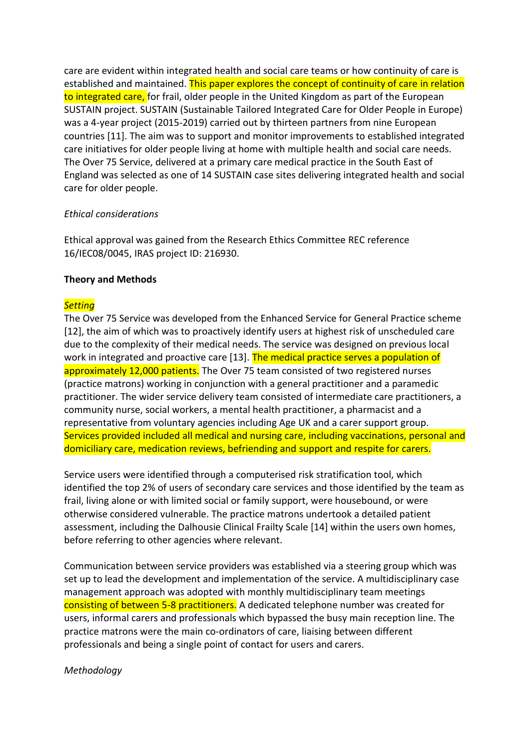care are evident within integrated health and social care teams or how continuity of care is established and maintained. This paper explores the concept of continuity of care in relation to integrated care, for frail, older people in the United Kingdom as part of the European SUSTAIN project. SUSTAIN (Sustainable Tailored Integrated Care for Older People in Europe) was a 4-year project (2015-2019) carried out by thirteen partners from nine European countries [11]. The aim was to support and monitor improvements to established integrated care initiatives for older people living at home with multiple health and social care needs. The Over 75 Service, delivered at a primary care medical practice in the South East of England was selected as one of 14 SUSTAIN case sites delivering integrated health and social care for older people.

*Ethical considerations*

Ethical approval was gained from the Research Ethics Committee REC reference 16/IEC08/0045, IRAS project ID: 216930.

**Theory and Methods**

*Setting*

The Over 75 Service was developed from the Enhanced Service for General Practice scheme [12], the aim of which was to proactively identify users at highest risk of unscheduled care due to the complexity of their medical needs. The service was designed on previous local work in integrated and proactive care [13]. The medical practice serves a population of approximately 12,000 patients. The Over 75 team consisted of two registered nurses (practice matrons) working in conjunction with a general practitioner and a paramedic practitioner. The wider service delivery team consisted of intermediate care practitioners, a community nurse, social workers, a mental health practitioner, a pharmacist and a representative from voluntary agencies including Age UK and a carer support group. Services provided included all medical and nursing care, including vaccinations, personal and domiciliary care, medication reviews, befriending and support and respite for carers.

Service users were identified through a computerised risk stratification tool, which identified the top 2% of users of secondary care services and those identified by the team as frail, living alone or with limited social or family support, were housebound, or were otherwise considered vulnerable. The practice matrons undertook a detailed patient assessment, including the Dalhousie Clinical Frailty Scale [14] within the users own homes, before referring to other agencies where relevant.

Communication between service providers was established via a steering group which was set up to lead the development and implementation of the service. A multidisciplinary case management approach was adopted with monthly multidisciplinary team meetings consisting of between 5-8 practitioners. A dedicated telephone number was created for users, informal carers and professionals which bypassed the busy main reception line. The practice matrons were the main co-ordinators of care, liaising between different professionals and being a single point of contact for users and carers.

*Methodology*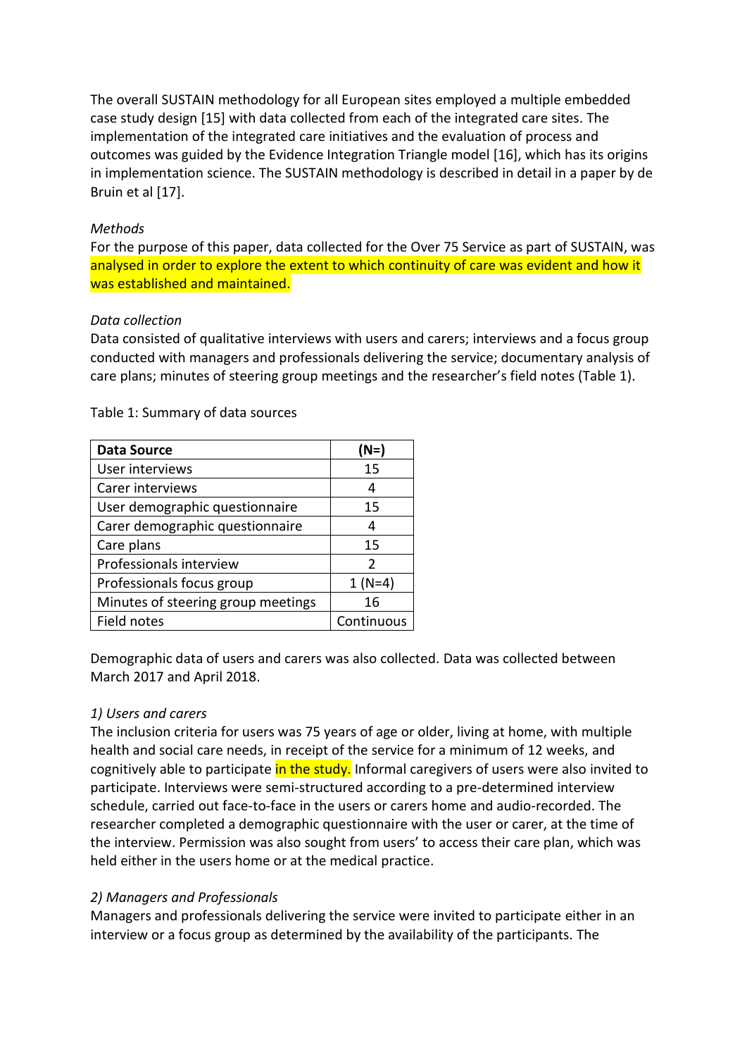The overall SUSTAIN methodology for all European sites employed a multiple embedded case study design [15] with data collected from each of the integrated care sites. The implementation of the integrated care initiatives and the evaluation of process and outcomes was guided by the Evidence Integration Triangle model [16], which has its origins in implementation science. The SUSTAIN methodology is described in detail in a paper by de Bruin et al [17].

*Methods*

For the purpose of this paper, data collected for the Over 75 Service as part of SUSTAIN, was analysed in order to explore the extent to which continuity of care was evident and how it was established and maintained.

*Data collection*

Data consisted of qualitative interviews with users and carers; interviews and a focus group conducted with managers and professionals delivering the service; documentary analysis of care plans; minutes of steering group meetings and the researcher's field notes (Table 1).

Table 1: Summary of data sources

| Data Source | (N=) |
| --- | --- |
| User interviews | 15 |
| Carer interviews | 4 |
| User demographic questionnaire | 15 |
| Carer demographic questionnaire | 4 |
| Care plans | 15 |
| Professionals interview | 2 |
| Professionals focus group | 1 (N=4) |
| Minutes of steering group meetings | 16 |
| Field notes | Continuous |

Demographic data of users and carers was also collected. Data was collected between March 2017 and April 2018.

*1) Users and carers*

The inclusion criteria for users was 75 years of age or older, living at home, with multiple health and social care needs, in receipt of the service for a minimum of 12 weeks, and cognitively able to participate in the study. Informal caregivers of users were also invited to participate. Interviews were semi-structured according to a pre-determined interview schedule, carried out face-to-face in the users or carers home and audio-recorded. The researcher completed a demographic questionnaire with the user or carer, at the time of the interview. Permission was also sought from users' to access their care plan, which was held either in the users home or at the medical practice.

*2) Managers and Professionals*

Managers and professionals delivering the service were invited to participate either in an interview or a focus group as determined by the availability of the participants. The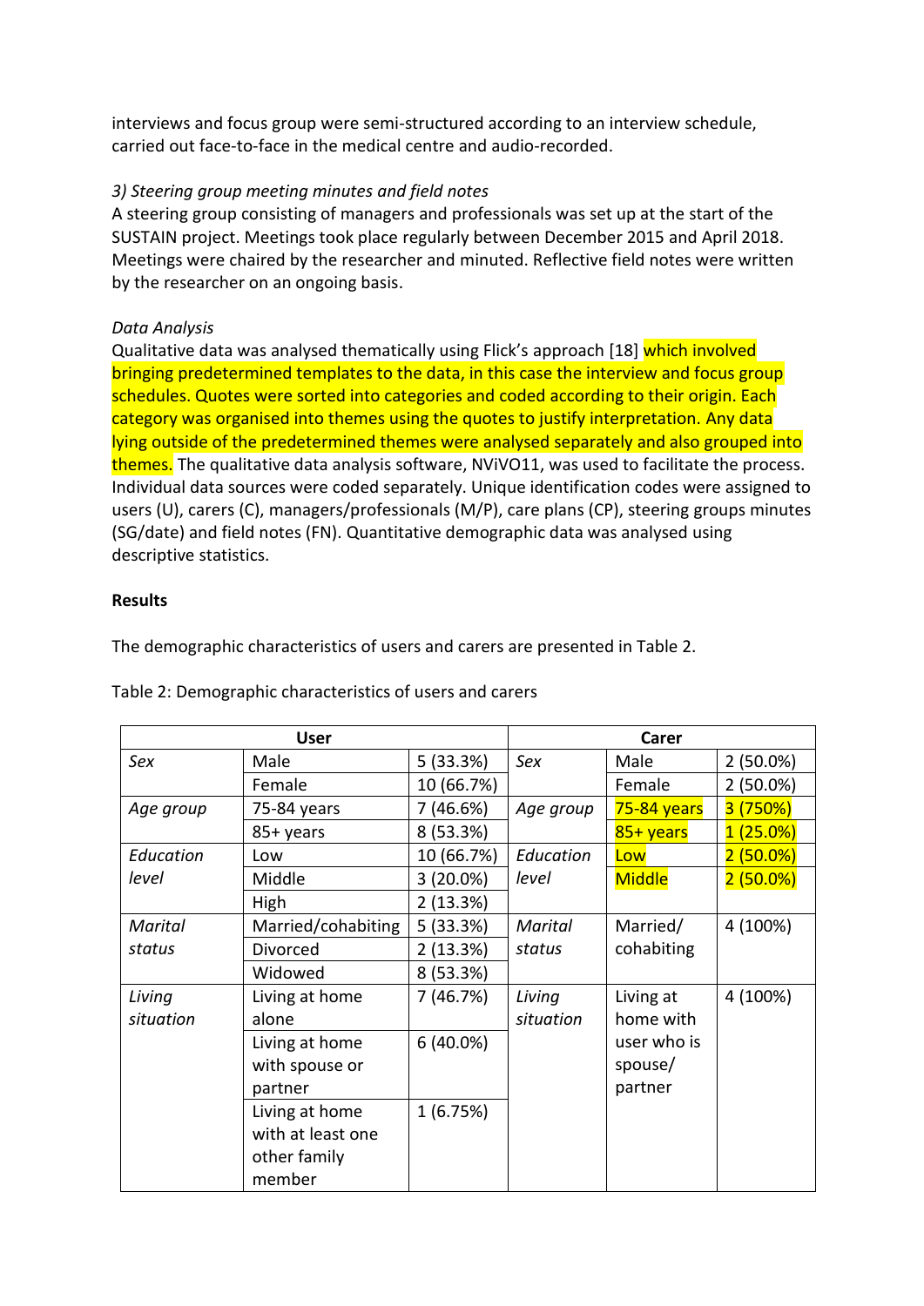interviews and focus group were semi-structured according to an interview schedule, carried out face-to-face in the medical centre and audio-recorded.

*3) Steering group meeting minutes and field notes*

A steering group consisting of managers and professionals was set up at the start of the SUSTAIN project. Meetings took place regularly between December 2015 and April 2018. Meetings were chaired by the researcher and minuted. Reflective field notes were written by the researcher on an ongoing basis.

*Data Analysis*

Qualitative data was analysed thematically using Flick's approach [18] which involved bringing predetermined templates to the data, in this case the interview and focus group schedules. Quotes were sorted into categories and coded according to their origin. Each category was organised into themes using the quotes to justify interpretation. Any data lying outside of the predetermined themes were analysed separately and also grouped into themes. The qualitative data analysis software, NViVO11, was used to facilitate the process. Individual data sources were coded separately. Unique identification codes were assigned to users (U), carers (C), managers/professionals (M/P), care plans (CP), steering groups minutes (SG/date) and field notes (FN). Quantitative demographic data was analysed using descriptive statistics.

**Results**

The demographic characteristics of users and carers are presented in Table 2.

Table 2: Demographic characteristics of users and carers

| **User** | | | **Carer** | | |
|---|---|---|---|---|---|
| *Sex* | Male | 5 (33.3%) | *Sex* | Male | 2 (50.0%) |
| | Female | 10 (66.7%) | | Female | 2 (50.0%) |
| *Age group* | 75-84 years | 7 (46.6%) | *Age group* | 75-84 years | 3 (750%) |
| | 85+ years | 8 (53.3%) | | 85+ years | 1 (25.0%) |
| *Education level* | Low | 10 (66.7%) | *Education level* | Low | 2 (50.0%) |
| | Middle | 3 (20.0%) | | Middle | 2 (50.0%) |
| | High | 2 (13.3%) | | | |
| *Marital status* | Married/cohabiting | 5 (33.3%) | *Marital status* | Married/ cohabiting | 4 (100%) |
| | Divorced | 2 (13.3%) | | | |
| | Widowed | 8 (53.3%) | | | |
| *Living situation* | Living at home alone | 7 (46.7%) | *Living situation* | Living at home with user who is spouse/ partner | 4 (100%) |
| | Living at home with spouse or partner | 6 (40.0%) | | | |
| | Living at home with at least one other family member | 1 (6.75%) | | | |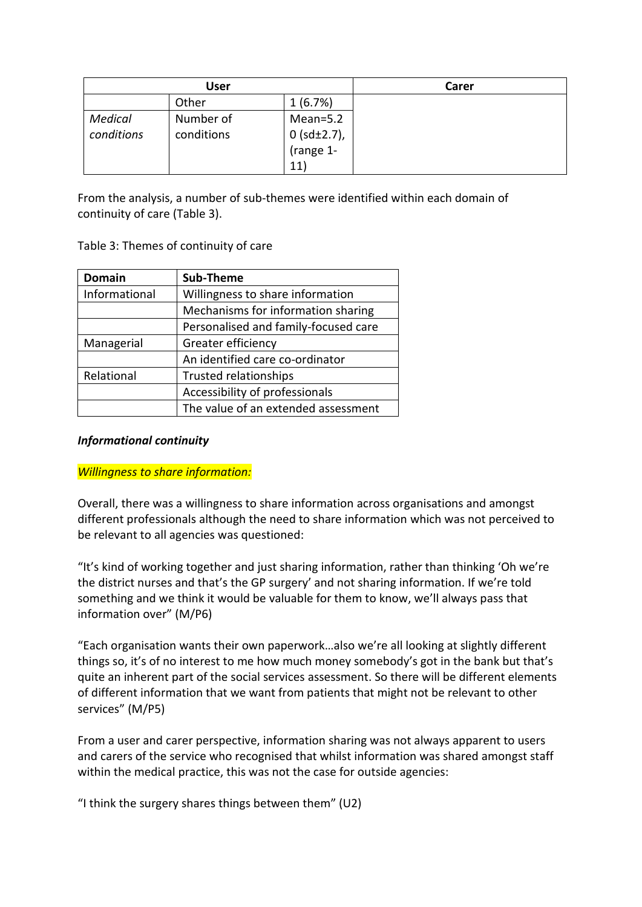| User | | | Carer |
|---|---|---|---|
| | Other | 1 (6.7%) | |
| *Medical conditions* | Number of conditions | Mean=5.20 (sd±2.7), (range 1-11) | |

From the analysis, a number of sub-themes were identified within each domain of continuity of care (Table 3).

Table 3: Themes of continuity of care

| Domain | Sub-Theme |
|---|---|
| Informational | Willingness to share information |
| | Mechanisms for information sharing |
| | Personalised and family-focused care |
| Managerial | Greater efficiency |
| | An identified care co-ordinator |
| Relational | Trusted relationships |
| | Accessibility of professionals |
| | The value of an extended assessment |

***Informational continuity***

*Willingness to share information:*

Overall, there was a willingness to share information across organisations and amongst different professionals although the need to share information which was not perceived to be relevant to all agencies was questioned:

"It's kind of working together and just sharing information, rather than thinking 'Oh we're the district nurses and that's the GP surgery' and not sharing information. If we're told something and we think it would be valuable for them to know, we'll always pass that information over" (M/P6)

"Each organisation wants their own paperwork…also we're all looking at slightly different things so, it's of no interest to me how much money somebody's got in the bank but that's quite an inherent part of the social services assessment. So there will be different elements of different information that we want from patients that might not be relevant to other services" (M/P5)

From a user and carer perspective, information sharing was not always apparent to users and carers of the service who recognised that whilst information was shared amongst staff within the medical practice, this was not the case for outside agencies:

"I think the surgery shares things between them" (U2)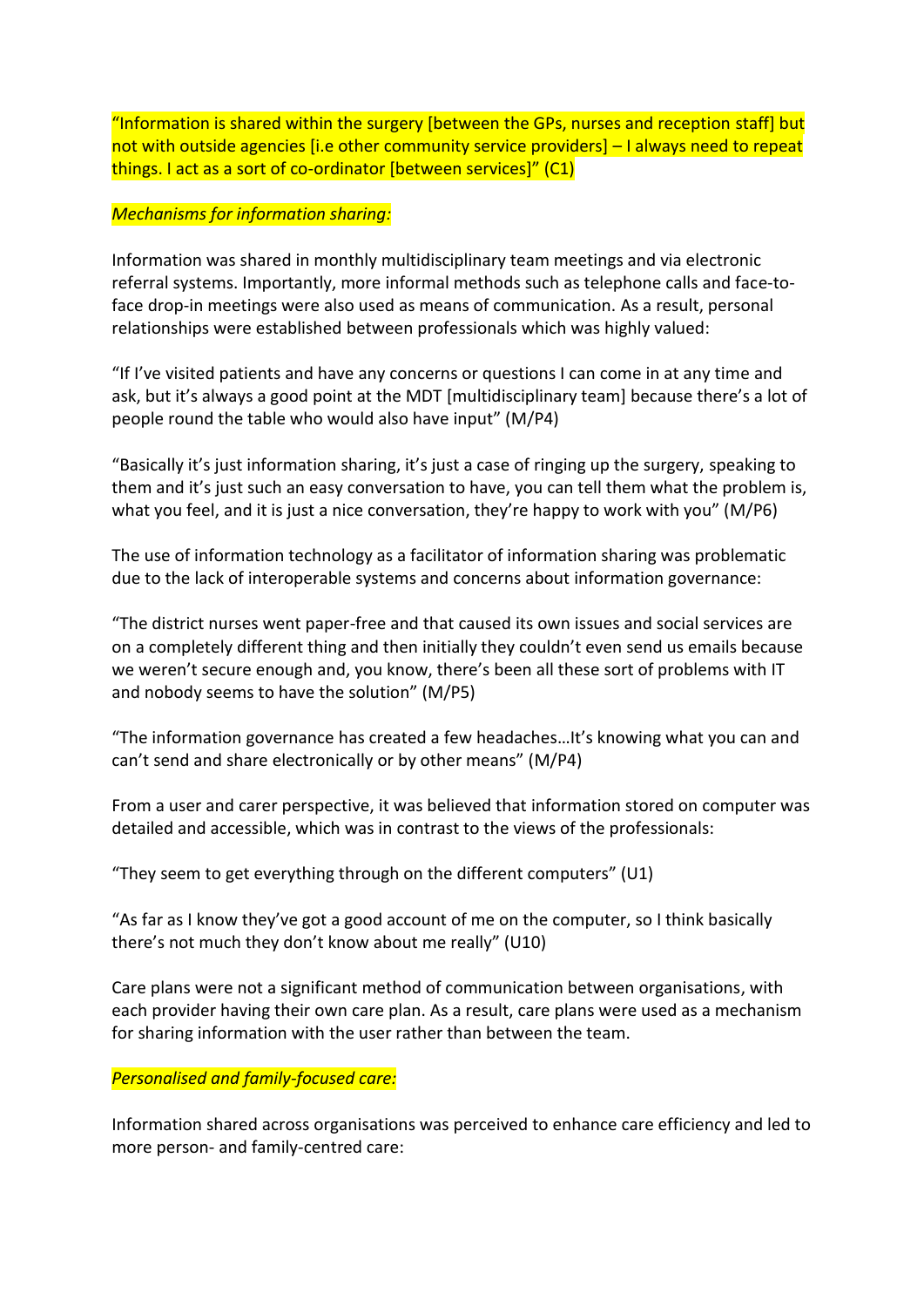"Information is shared within the surgery [between the GPs, nurses and reception staff] but not with outside agencies [i.e other community service providers] – I always need to repeat things. I act as a sort of co-ordinator [between services]" (C1)

*Mechanisms for information sharing:*

Information was shared in monthly multidisciplinary team meetings and via electronic referral systems. Importantly, more informal methods such as telephone calls and face-to-face drop-in meetings were also used as means of communication. As a result, personal relationships were established between professionals which was highly valued:

"If I've visited patients and have any concerns or questions I can come in at any time and ask, but it's always a good point at the MDT [multidisciplinary team] because there's a lot of people round the table who would also have input" (M/P4)

"Basically it's just information sharing, it's just a case of ringing up the surgery, speaking to them and it's just such an easy conversation to have, you can tell them what the problem is, what you feel, and it is just a nice conversation, they're happy to work with you" (M/P6)

The use of information technology as a facilitator of information sharing was problematic due to the lack of interoperable systems and concerns about information governance:

"The district nurses went paper-free and that caused its own issues and social services are on a completely different thing and then initially they couldn't even send us emails because we weren't secure enough and, you know, there's been all these sort of problems with IT and nobody seems to have the solution" (M/P5)

"The information governance has created a few headaches…It's knowing what you can and can't send and share electronically or by other means" (M/P4)

From a user and carer perspective, it was believed that information stored on computer was detailed and accessible, which was in contrast to the views of the professionals:

"They seem to get everything through on the different computers" (U1)

"As far as I know they've got a good account of me on the computer, so I think basically there's not much they don't know about me really" (U10)

Care plans were not a significant method of communication between organisations, with each provider having their own care plan. As a result, care plans were used as a mechanism for sharing information with the user rather than between the team.

*Personalised and family-focused care:*

Information shared across organisations was perceived to enhance care efficiency and led to more person- and family-centred care: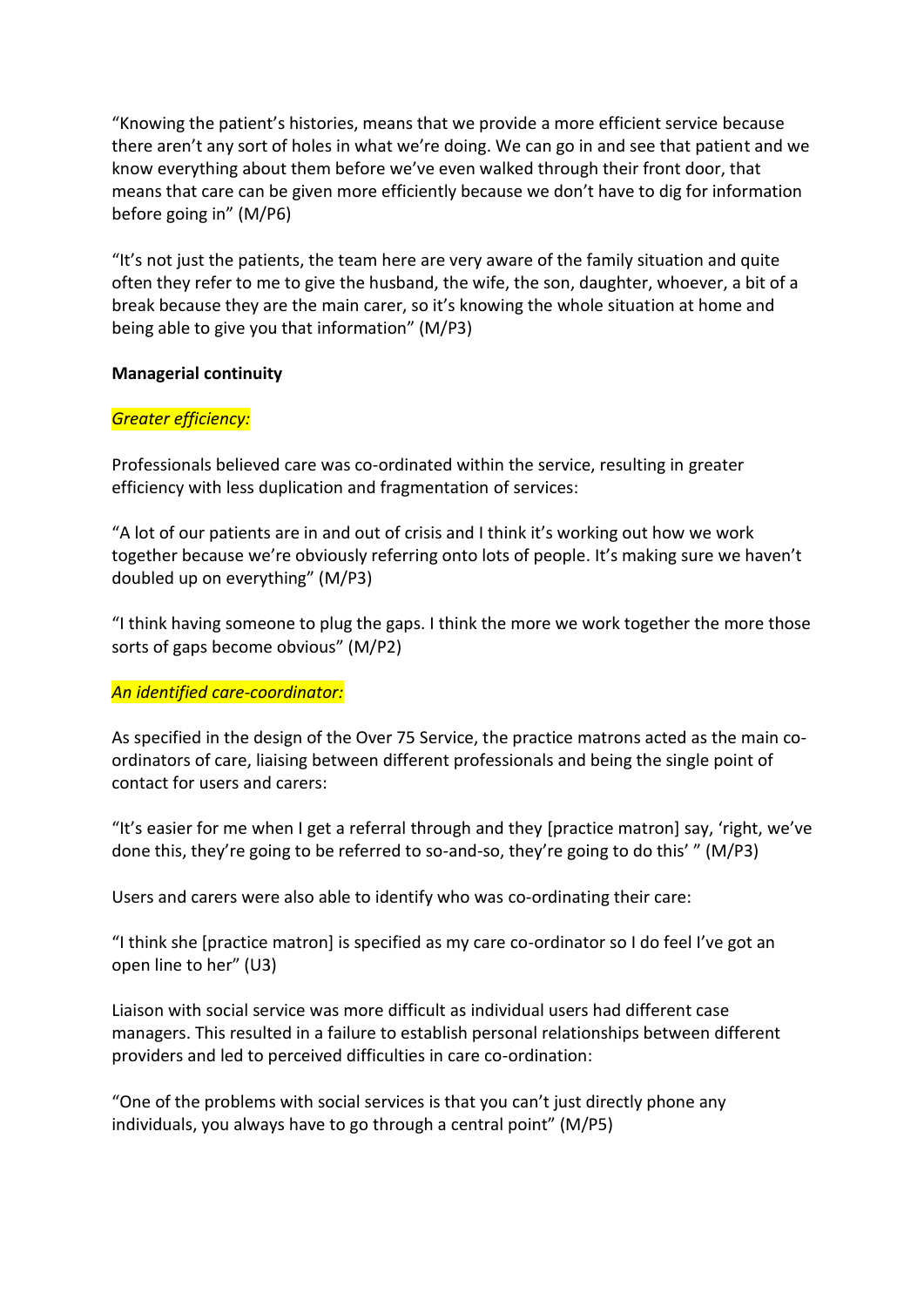"Knowing the patient's histories, means that we provide a more efficient service because there aren't any sort of holes in what we're doing. We can go in and see that patient and we know everything about them before we've even walked through their front door, that means that care can be given more efficiently because we don't have to dig for information before going in" (M/P6)

"It's not just the patients, the team here are very aware of the family situation and quite often they refer to me to give the husband, the wife, the son, daughter, whoever, a bit of a break because they are the main carer, so it's knowing the whole situation at home and being able to give you that information" (M/P3)

**Managerial continuity**

*Greater efficiency:*

Professionals believed care was co-ordinated within the service, resulting in greater efficiency with less duplication and fragmentation of services:

"A lot of our patients are in and out of crisis and I think it's working out how we work together because we're obviously referring onto lots of people. It's making sure we haven't doubled up on everything" (M/P3)

"I think having someone to plug the gaps. I think the more we work together the more those sorts of gaps become obvious" (M/P2)

*An identified care-coordinator:*

As specified in the design of the Over 75 Service, the practice matrons acted as the main co-ordinators of care, liaising between different professionals and being the single point of contact for users and carers:

"It's easier for me when I get a referral through and they [practice matron] say, 'right, we've done this, they're going to be referred to so-and-so, they're going to do this' " (M/P3)

Users and carers were also able to identify who was co-ordinating their care:

"I think she [practice matron] is specified as my care co-ordinator so I do feel I've got an open line to her" (U3)

Liaison with social service was more difficult as individual users had different case managers. This resulted in a failure to establish personal relationships between different providers and led to perceived difficulties in care co-ordination:

"One of the problems with social services is that you can't just directly phone any individuals, you always have to go through a central point" (M/P5)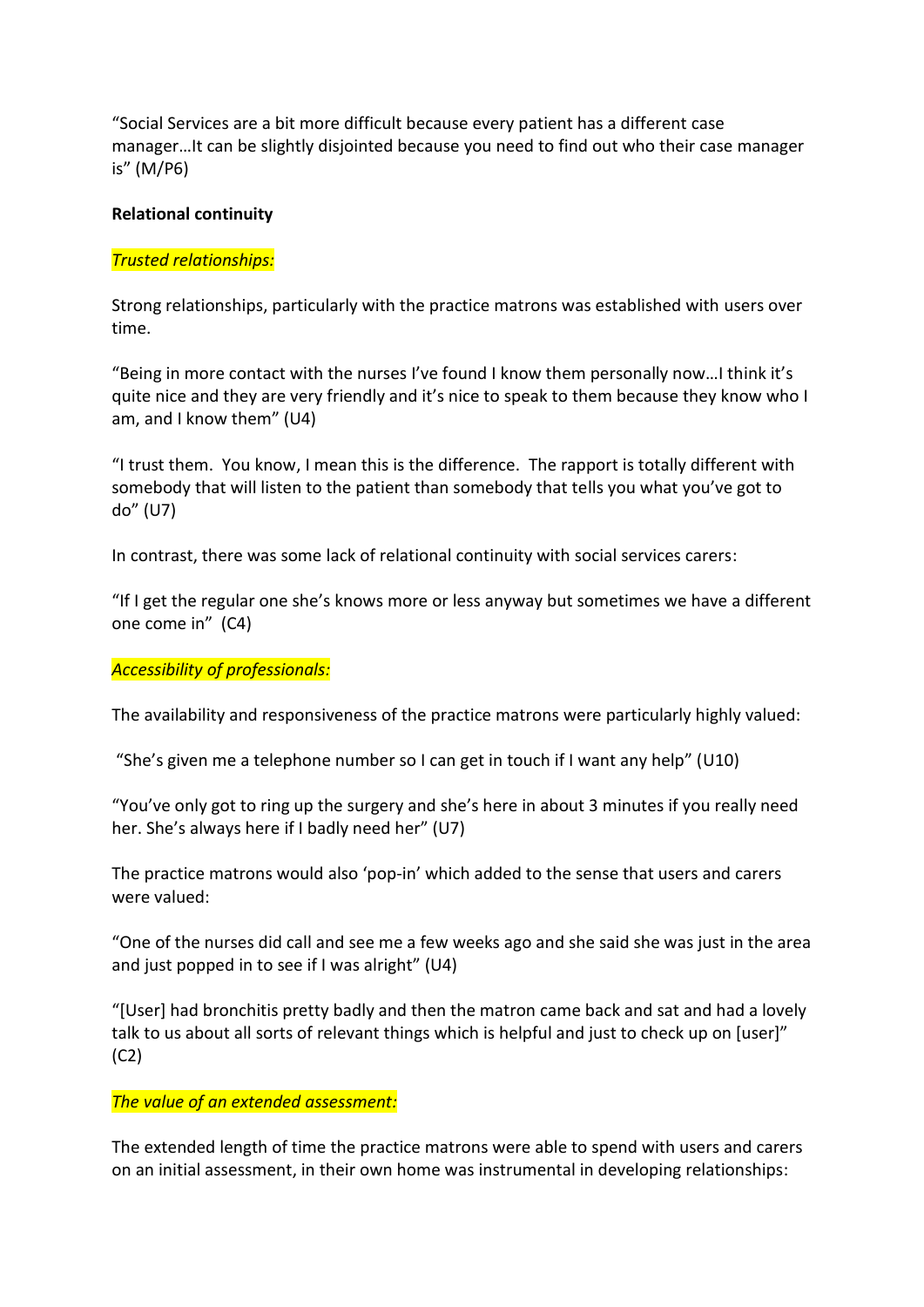"Social Services are a bit more difficult because every patient has a different case manager…It can be slightly disjointed because you need to find out who their case manager is" (M/P6)

**Relational continuity**

*Trusted relationships:*

Strong relationships, particularly with the practice matrons was established with users over time.

"Being in more contact with the nurses I've found I know them personally now…I think it's quite nice and they are very friendly and it's nice to speak to them because they know who I am, and I know them" (U4)

"I trust them. You know, I mean this is the difference. The rapport is totally different with somebody that will listen to the patient than somebody that tells you what you've got to do" (U7)

In contrast, there was some lack of relational continuity with social services carers:

"If I get the regular one she's knows more or less anyway but sometimes we have a different one come in" (C4)

*Accessibility of professionals:*

The availability and responsiveness of the practice matrons were particularly highly valued:

"She's given me a telephone number so I can get in touch if I want any help" (U10)

"You've only got to ring up the surgery and she's here in about 3 minutes if you really need her. She's always here if I badly need her" (U7)

The practice matrons would also 'pop-in' which added to the sense that users and carers were valued:

"One of the nurses did call and see me a few weeks ago and she said she was just in the area and just popped in to see if I was alright" (U4)

"[User] had bronchitis pretty badly and then the matron came back and sat and had a lovely talk to us about all sorts of relevant things which is helpful and just to check up on [user]" (C2)

*The value of an extended assessment:*

The extended length of time the practice matrons were able to spend with users and carers on an initial assessment, in their own home was instrumental in developing relationships: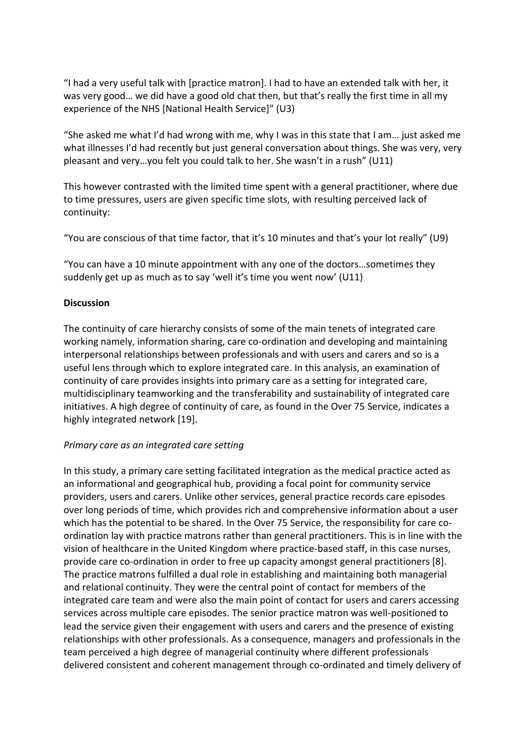"I had a very useful talk with [practice matron]. I had to have an extended talk with her, it was very good… we did have a good old chat then, but that's really the first time in all my experience of the NHS [National Health Service]" (U3)

"She asked me what I'd had wrong with me, why I was in this state that I am… just asked me what illnesses I'd had recently but just general conversation about things. She was very, very pleasant and very…you felt you could talk to her. She wasn't in a rush" (U11)

This however contrasted with the limited time spent with a general practitioner, where due to time pressures, users are given specific time slots, with resulting perceived lack of continuity:

"You are conscious of that time factor, that it's 10 minutes and that's your lot really" (U9)

"You can have a 10 minute appointment with any one of the doctors…sometimes they suddenly get up as much as to say 'well it's time you went now' (U11)

**Discussion**

The continuity of care hierarchy consists of some of the main tenets of integrated care working namely, information sharing, care co-ordination and developing and maintaining interpersonal relationships between professionals and with users and carers and so is a useful lens through which to explore integrated care. In this analysis, an examination of continuity of care provides insights into primary care as a setting for integrated care, multidisciplinary teamworking and the transferability and sustainability of integrated care initiatives. A high degree of continuity of care, as found in the Over 75 Service, indicates a highly integrated network [19].

*Primary care as an integrated care setting*

In this study, a primary care setting facilitated integration as the medical practice acted as an informational and geographical hub, providing a focal point for community service providers, users and carers. Unlike other services, general practice records care episodes over long periods of time, which provides rich and comprehensive information about a user which has the potential to be shared. In the Over 75 Service, the responsibility for care co-ordination lay with practice matrons rather than general practitioners. This is in line with the vision of healthcare in the United Kingdom where practice-based staff, in this case nurses, provide care co-ordination in order to free up capacity amongst general practitioners [8]. The practice matrons fulfilled a dual role in establishing and maintaining both managerial and relational continuity. They were the central point of contact for members of the integrated care team and were also the main point of contact for users and carers accessing services across multiple care episodes. The senior practice matron was well-positioned to lead the service given their engagement with users and carers and the presence of existing relationships with other professionals. As a consequence, managers and professionals in the team perceived a high degree of managerial continuity where different professionals delivered consistent and coherent management through co-ordinated and timely delivery of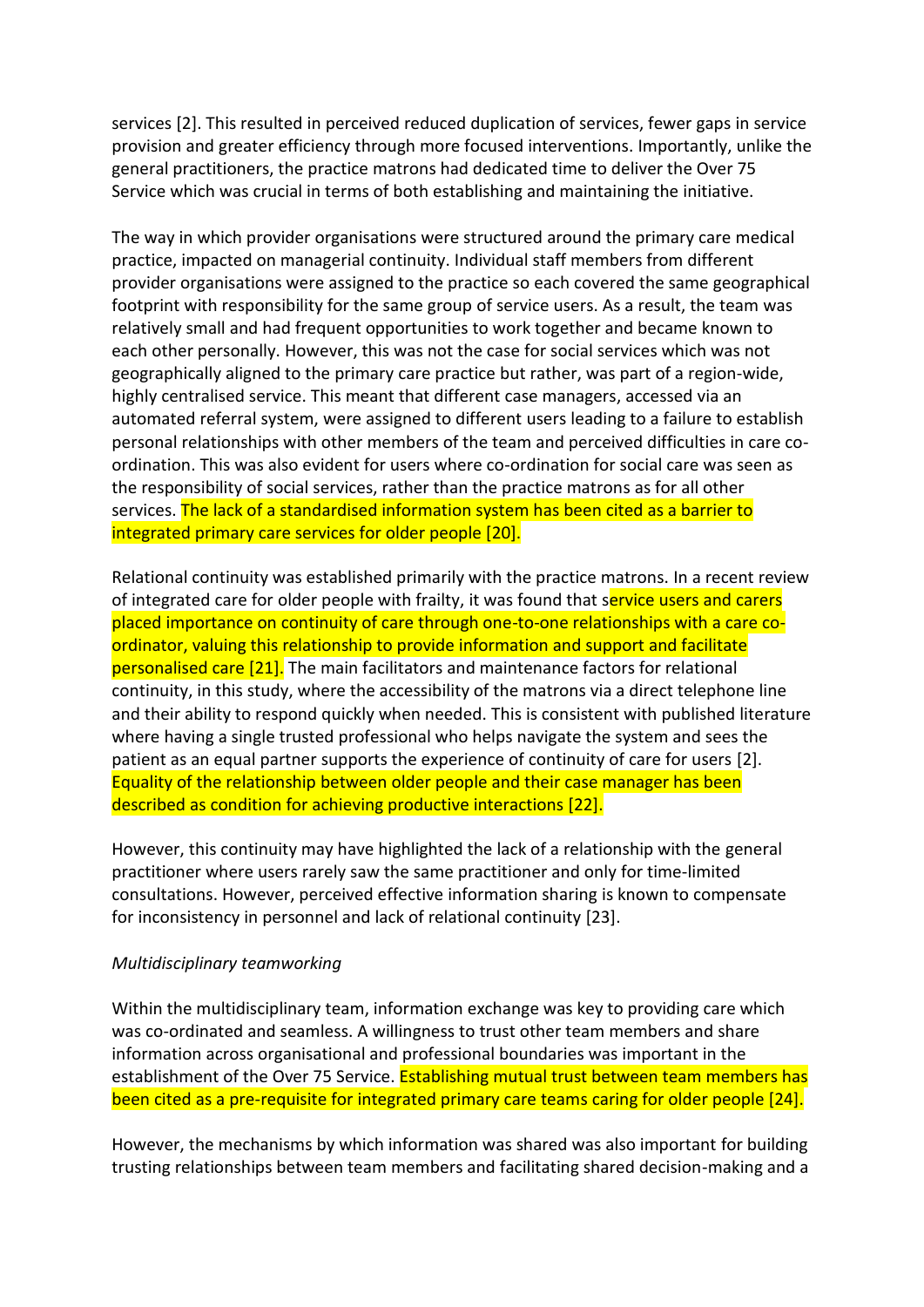services [2]. This resulted in perceived reduced duplication of services, fewer gaps in service provision and greater efficiency through more focused interventions. Importantly, unlike the general practitioners, the practice matrons had dedicated time to deliver the Over 75 Service which was crucial in terms of both establishing and maintaining the initiative.

The way in which provider organisations were structured around the primary care medical practice, impacted on managerial continuity. Individual staff members from different provider organisations were assigned to the practice so each covered the same geographical footprint with responsibility for the same group of service users. As a result, the team was relatively small and had frequent opportunities to work together and became known to each other personally. However, this was not the case for social services which was not geographically aligned to the primary care practice but rather, was part of a region-wide, highly centralised service. This meant that different case managers, accessed via an automated referral system, were assigned to different users leading to a failure to establish personal relationships with other members of the team and perceived difficulties in care co-ordination. This was also evident for users where co-ordination for social care was seen as the responsibility of social services, rather than the practice matrons as for all other services. The lack of a standardised information system has been cited as a barrier to integrated primary care services for older people [20].

Relational continuity was established primarily with the practice matrons. In a recent review of integrated care for older people with frailty, it was found that service users and carers placed importance on continuity of care through one-to-one relationships with a care co-ordinator, valuing this relationship to provide information and support and facilitate personalised care [21]. The main facilitators and maintenance factors for relational continuity, in this study, where the accessibility of the matrons via a direct telephone line and their ability to respond quickly when needed. This is consistent with published literature where having a single trusted professional who helps navigate the system and sees the patient as an equal partner supports the experience of continuity of care for users [2]. Equality of the relationship between older people and their case manager has been described as condition for achieving productive interactions [22].

However, this continuity may have highlighted the lack of a relationship with the general practitioner where users rarely saw the same practitioner and only for time-limited consultations. However, perceived effective information sharing is known to compensate for inconsistency in personnel and lack of relational continuity [23].

*Multidisciplinary teamworking*

Within the multidisciplinary team, information exchange was key to providing care which was co-ordinated and seamless. A willingness to trust other team members and share information across organisational and professional boundaries was important in the establishment of the Over 75 Service. Establishing mutual trust between team members has been cited as a pre-requisite for integrated primary care teams caring for older people [24].

However, the mechanisms by which information was shared was also important for building trusting relationships between team members and facilitating shared decision-making and a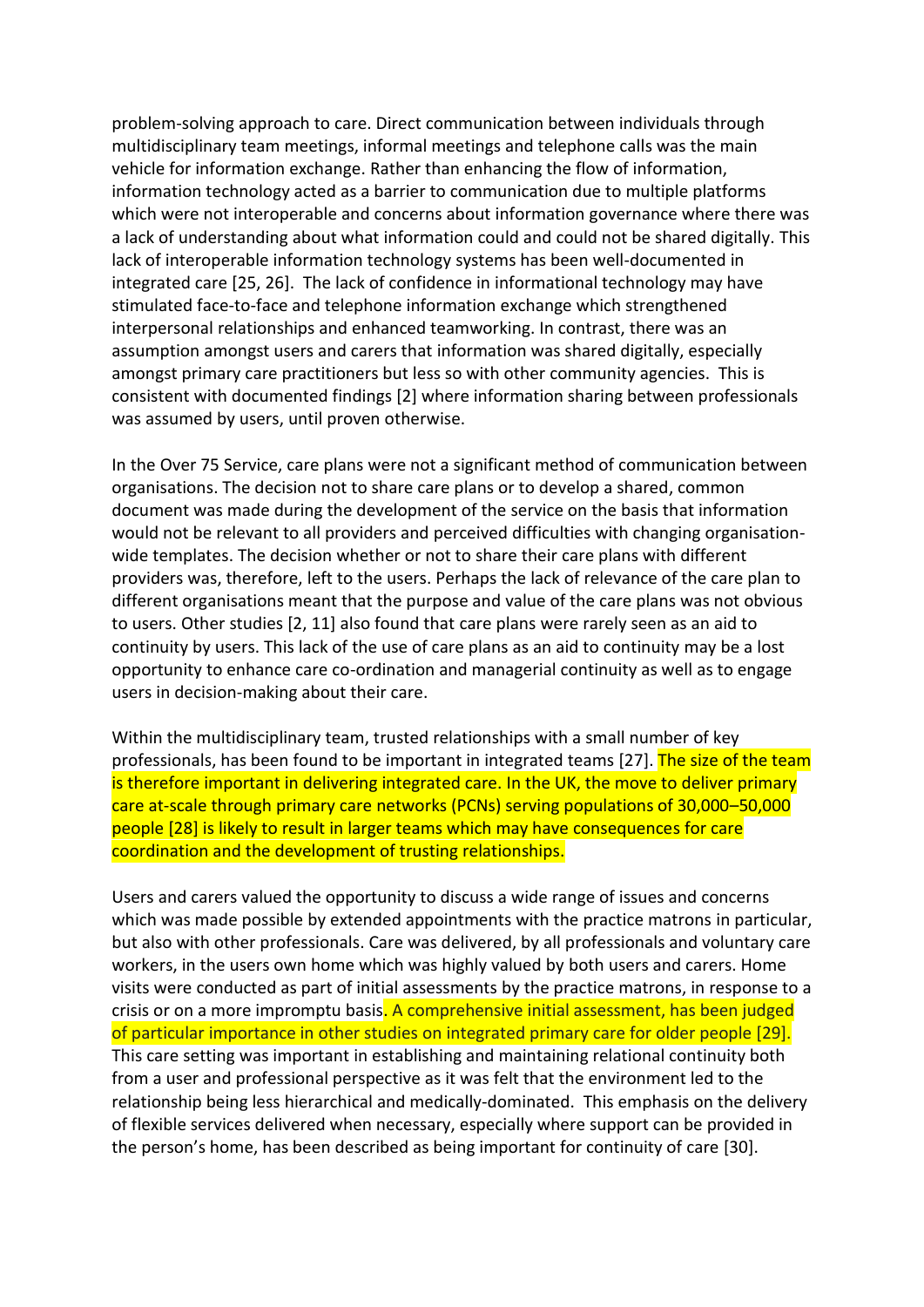problem-solving approach to care. Direct communication between individuals through multidisciplinary team meetings, informal meetings and telephone calls was the main vehicle for information exchange. Rather than enhancing the flow of information, information technology acted as a barrier to communication due to multiple platforms which were not interoperable and concerns about information governance where there was a lack of understanding about what information could and could not be shared digitally. This lack of interoperable information technology systems has been well-documented in integrated care [25, 26]. The lack of confidence in informational technology may have stimulated face-to-face and telephone information exchange which strengthened interpersonal relationships and enhanced teamworking. In contrast, there was an assumption amongst users and carers that information was shared digitally, especially amongst primary care practitioners but less so with other community agencies. This is consistent with documented findings [2] where information sharing between professionals was assumed by users, until proven otherwise.

In the Over 75 Service, care plans were not a significant method of communication between organisations. The decision not to share care plans or to develop a shared, common document was made during the development of the service on the basis that information would not be relevant to all providers and perceived difficulties with changing organisation-wide templates. The decision whether or not to share their care plans with different providers was, therefore, left to the users. Perhaps the lack of relevance of the care plan to different organisations meant that the purpose and value of the care plans was not obvious to users. Other studies [2, 11] also found that care plans were rarely seen as an aid to continuity by users. This lack of the use of care plans as an aid to continuity may be a lost opportunity to enhance care co-ordination and managerial continuity as well as to engage users in decision-making about their care.

Within the multidisciplinary team, trusted relationships with a small number of key professionals, has been found to be important in integrated teams [27]. The size of the team is therefore important in delivering integrated care. In the UK, the move to deliver primary care at-scale through primary care networks (PCNs) serving populations of 30,000–50,000 people [28] is likely to result in larger teams which may have consequences for care coordination and the development of trusting relationships.

Users and carers valued the opportunity to discuss a wide range of issues and concerns which was made possible by extended appointments with the practice matrons in particular, but also with other professionals. Care was delivered, by all professionals and voluntary care workers, in the users own home which was highly valued by both users and carers. Home visits were conducted as part of initial assessments by the practice matrons, in response to a crisis or on a more impromptu basis. A comprehensive initial assessment, has been judged of particular importance in other studies on integrated primary care for older people [29]. This care setting was important in establishing and maintaining relational continuity both from a user and professional perspective as it was felt that the environment led to the relationship being less hierarchical and medically-dominated. This emphasis on the delivery of flexible services delivered when necessary, especially where support can be provided in the person's home, has been described as being important for continuity of care [30].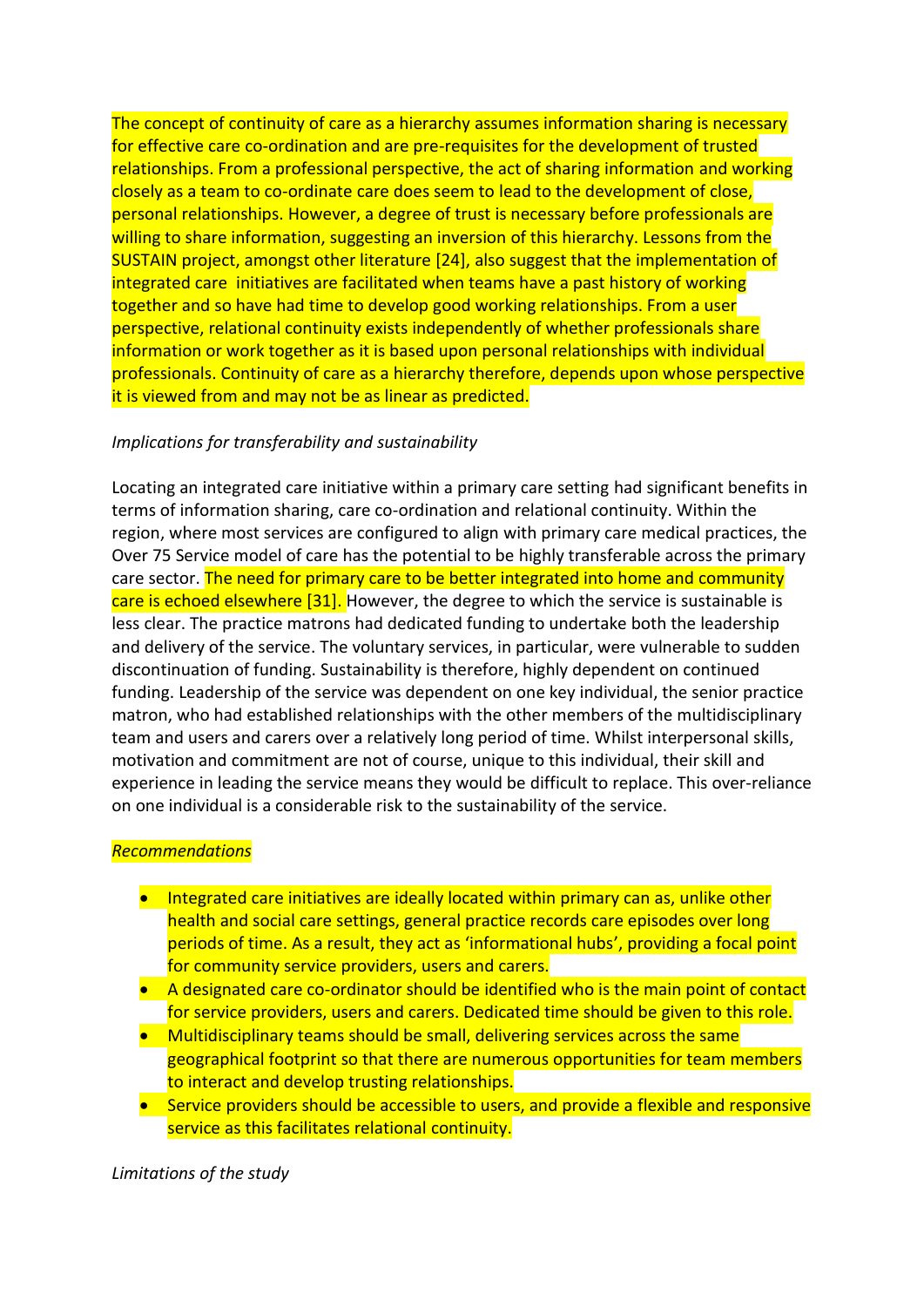The concept of continuity of care as a hierarchy assumes information sharing is necessary for effective care co-ordination and are pre-requisites for the development of trusted relationships. From a professional perspective, the act of sharing information and working closely as a team to co-ordinate care does seem to lead to the development of close, personal relationships. However, a degree of trust is necessary before professionals are willing to share information, suggesting an inversion of this hierarchy. Lessons from the SUSTAIN project, amongst other literature [24], also suggest that the implementation of integrated care initiatives are facilitated when teams have a past history of working together and so have had time to develop good working relationships. From a user perspective, relational continuity exists independently of whether professionals share information or work together as it is based upon personal relationships with individual professionals. Continuity of care as a hierarchy therefore, depends upon whose perspective it is viewed from and may not be as linear as predicted.

*Implications for transferability and sustainability*

Locating an integrated care initiative within a primary care setting had significant benefits in terms of information sharing, care co-ordination and relational continuity. Within the region, where most services are configured to align with primary care medical practices, the Over 75 Service model of care has the potential to be highly transferable across the primary care sector. The need for primary care to be better integrated into home and community care is echoed elsewhere [31]. However, the degree to which the service is sustainable is less clear. The practice matrons had dedicated funding to undertake both the leadership and delivery of the service. The voluntary services, in particular, were vulnerable to sudden discontinuation of funding. Sustainability is therefore, highly dependent on continued funding. Leadership of the service was dependent on one key individual, the senior practice matron, who had established relationships with the other members of the multidisciplinary team and users and carers over a relatively long period of time. Whilst interpersonal skills, motivation and commitment are not of course, unique to this individual, their skill and experience in leading the service means they would be difficult to replace. This over-reliance on one individual is a considerable risk to the sustainability of the service.

*Recommendations*

- Integrated care initiatives are ideally located within primary can as, unlike other health and social care settings, general practice records care episodes over long periods of time. As a result, they act as 'informational hubs', providing a focal point for community service providers, users and carers.
- A designated care co-ordinator should be identified who is the main point of contact for service providers, users and carers. Dedicated time should be given to this role.
- Multidisciplinary teams should be small, delivering services across the same geographical footprint so that there are numerous opportunities for team members to interact and develop trusting relationships.
- Service providers should be accessible to users, and provide a flexible and responsive service as this facilitates relational continuity.

*Limitations of the study*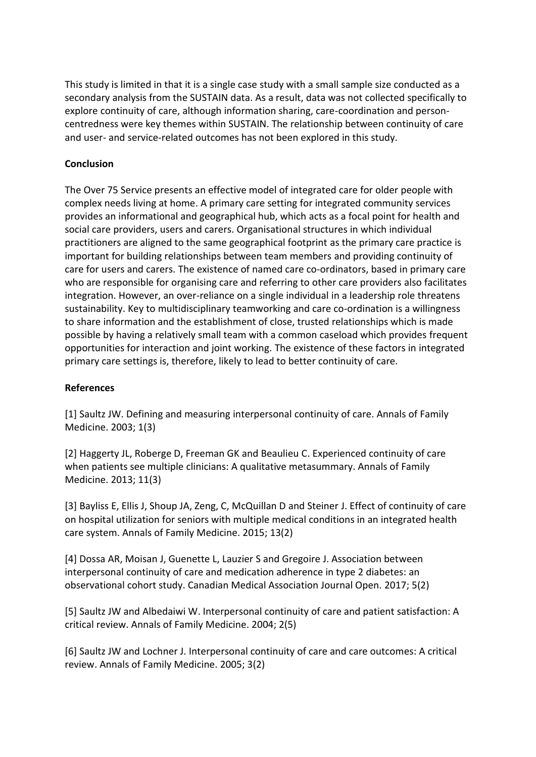This study is limited in that it is a single case study with a small sample size conducted as a secondary analysis from the SUSTAIN data. As a result, data was not collected specifically to explore continuity of care, although information sharing, care-coordination and person-centredness were key themes within SUSTAIN. The relationship between continuity of care and user- and service-related outcomes has not been explored in this study.

## Conclusion

The Over 75 Service presents an effective model of integrated care for older people with complex needs living at home. A primary care setting for integrated community services provides an informational and geographical hub, which acts as a focal point for health and social care providers, users and carers. Organisational structures in which individual practitioners are aligned to the same geographical footprint as the primary care practice is important for building relationships between team members and providing continuity of care for users and carers. The existence of named care co-ordinators, based in primary care who are responsible for organising care and referring to other care providers also facilitates integration. However, an over-reliance on a single individual in a leadership role threatens sustainability. Key to multidisciplinary teamworking and care co-ordination is a willingness to share information and the establishment of close, trusted relationships which is made possible by having a relatively small team with a common caseload which provides frequent opportunities for interaction and joint working. The existence of these factors in integrated primary care settings is, therefore, likely to lead to better continuity of care.

## References

[1] Saultz JW. Defining and measuring interpersonal continuity of care. Annals of Family Medicine. 2003; 1(3)

[2] Haggerty JL, Roberge D, Freeman GK and Beaulieu C. Experienced continuity of care when patients see multiple clinicians: A qualitative metasummary. Annals of Family Medicine. 2013; 11(3)

[3] Bayliss E, Ellis J, Shoup JA, Zeng, C, McQuillan D and Steiner J. Effect of continuity of care on hospital utilization for seniors with multiple medical conditions in an integrated health care system. Annals of Family Medicine. 2015; 13(2)

[4] Dossa AR, Moisan J, Guenette L, Lauzier S and Gregoire J. Association between interpersonal continuity of care and medication adherence in type 2 diabetes: an observational cohort study. Canadian Medical Association Journal Open. 2017; 5(2)

[5] Saultz JW and Albedaiwi W. Interpersonal continuity of care and patient satisfaction: A critical review. Annals of Family Medicine. 2004; 2(5)

[6] Saultz JW and Lochner J. Interpersonal continuity of care and care outcomes: A critical review. Annals of Family Medicine. 2005; 3(2)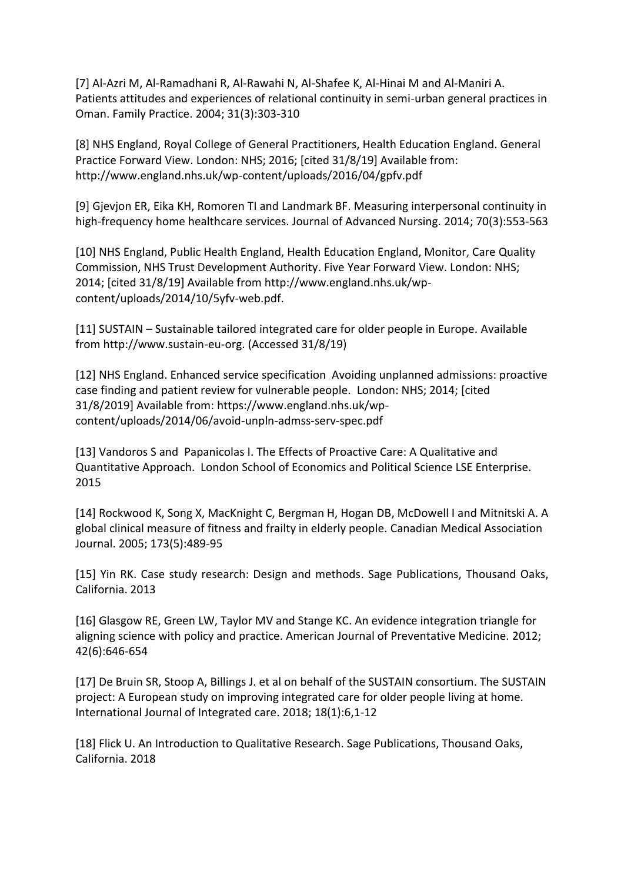[7] Al-Azri M, Al-Ramadhani R, Al-Rawahi N, Al-Shafee K, Al-Hinai M and Al-Maniri A. Patients attitudes and experiences of relational continuity in semi-urban general practices in Oman. Family Practice. 2004; 31(3):303-310

[8] NHS England, Royal College of General Practitioners, Health Education England. General Practice Forward View. London: NHS; 2016; [cited 31/8/19] Available from: http://www.england.nhs.uk/wp-content/uploads/2016/04/gpfv.pdf

[9] Gjevjon ER, Eika KH, Romoren TI and Landmark BF. Measuring interpersonal continuity in high-frequency home healthcare services. Journal of Advanced Nursing. 2014; 70(3):553-563

[10] NHS England, Public Health England, Health Education England, Monitor, Care Quality Commission, NHS Trust Development Authority. Five Year Forward View. London: NHS; 2014; [cited 31/8/19] Available from http://www.england.nhs.uk/wp-content/uploads/2014/10/5yfv-web.pdf.

[11] SUSTAIN – Sustainable tailored integrated care for older people in Europe. Available from http://www.sustain-eu-org. (Accessed 31/8/19)

[12] NHS England. Enhanced service specification Avoiding unplanned admissions: proactive case finding and patient review for vulnerable people. London: NHS; 2014; [cited 31/8/2019] Available from: https://www.england.nhs.uk/wp-content/uploads/2014/06/avoid-unpln-admss-serv-spec.pdf

[13] Vandoros S and Papanicolas I. The Effects of Proactive Care: A Qualitative and Quantitative Approach. London School of Economics and Political Science LSE Enterprise. 2015

[14] Rockwood K, Song X, MacKnight C, Bergman H, Hogan DB, McDowell I and Mitnitski A. A global clinical measure of fitness and frailty in elderly people. Canadian Medical Association Journal. 2005; 173(5):489-95

[15] Yin RK. Case study research: Design and methods. Sage Publications, Thousand Oaks, California. 2013

[16] Glasgow RE, Green LW, Taylor MV and Stange KC. An evidence integration triangle for aligning science with policy and practice. American Journal of Preventative Medicine. 2012; 42(6):646-654

[17] De Bruin SR, Stoop A, Billings J. et al on behalf of the SUSTAIN consortium. The SUSTAIN project: A European study on improving integrated care for older people living at home. International Journal of Integrated care. 2018; 18(1):6,1-12

[18] Flick U. An Introduction to Qualitative Research. Sage Publications, Thousand Oaks, California. 2018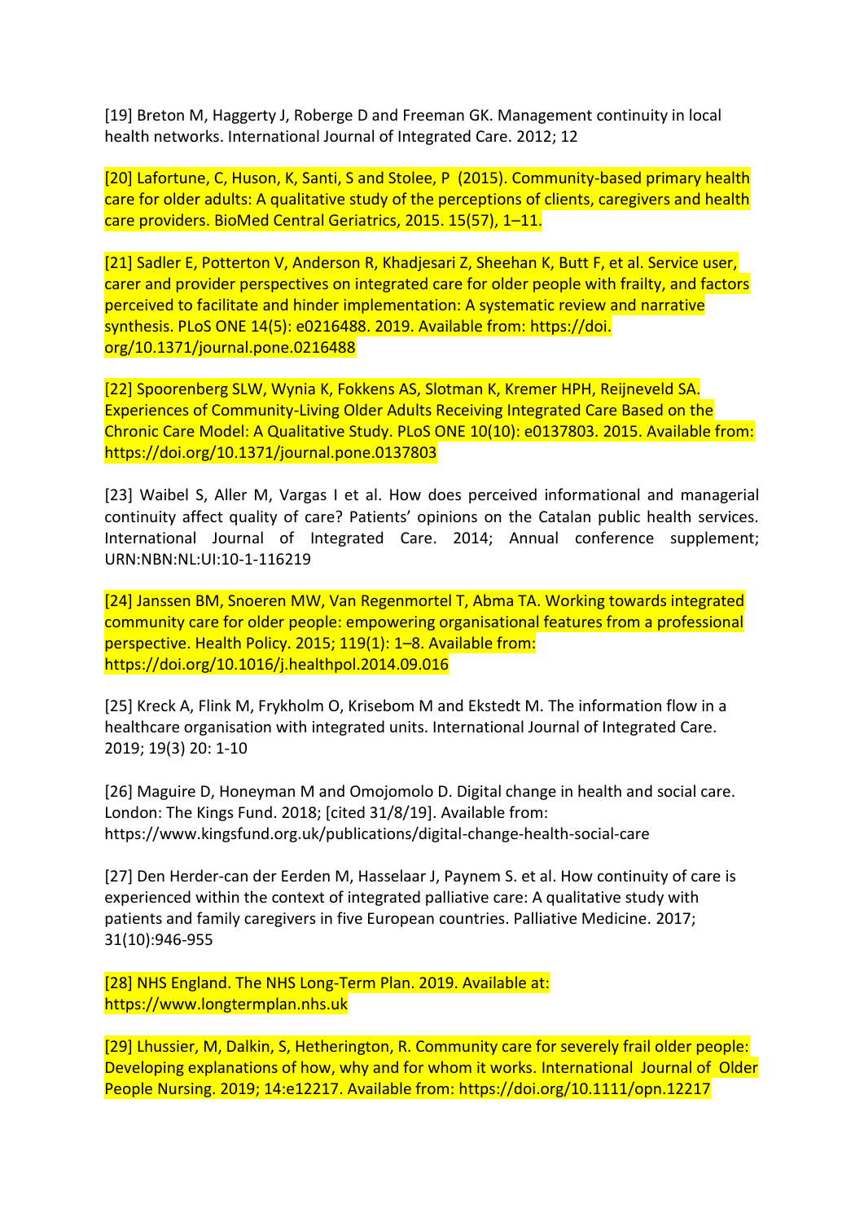[19] Breton M, Haggerty J, Roberge D and Freeman GK. Management continuity in local health networks. International Journal of Integrated Care. 2012; 12

[20] Lafortune, C, Huson, K, Santi, S and Stolee, P (2015). Community-based primary health care for older adults: A qualitative study of the perceptions of clients, caregivers and health care providers. BioMed Central Geriatrics, 2015. 15(57), 1–11.

[21] Sadler E, Potterton V, Anderson R, Khadjesari Z, Sheehan K, Butt F, et al. Service user, carer and provider perspectives on integrated care for older people with frailty, and factors perceived to facilitate and hinder implementation: A systematic review and narrative synthesis. PLoS ONE 14(5): e0216488. 2019. Available from: https://doi.org/10.1371/journal.pone.0216488

[22] Spoorenberg SLW, Wynia K, Fokkens AS, Slotman K, Kremer HPH, Reijneveld SA. Experiences of Community-Living Older Adults Receiving Integrated Care Based on the Chronic Care Model: A Qualitative Study. PLoS ONE 10(10): e0137803. 2015. Available from: https://doi.org/10.1371/journal.pone.0137803

[23] Waibel S, Aller M, Vargas I et al. How does perceived informational and managerial continuity affect quality of care? Patients' opinions on the Catalan public health services. International Journal of Integrated Care. 2014; Annual conference supplement; URN:NBN:NL:UI:10-1-116219

[24] Janssen BM, Snoeren MW, Van Regenmortel T, Abma TA. Working towards integrated community care for older people: empowering organisational features from a professional perspective. Health Policy. 2015; 119(1): 1–8. Available from: https://doi.org/10.1016/j.healthpol.2014.09.016

[25] Kreck A, Flink M, Frykholm O, Krisebom M and Ekstedt M. The information flow in a healthcare organisation with integrated units. International Journal of Integrated Care. 2019; 19(3) 20: 1-10

[26] Maguire D, Honeyman M and Omojomolo D. Digital change in health and social care. London: The Kings Fund. 2018; [cited 31/8/19]. Available from: https://www.kingsfund.org.uk/publications/digital-change-health-social-care

[27] Den Herder-can der Eerden M, Hasselaar J, Paynem S. et al. How continuity of care is experienced within the context of integrated palliative care: A qualitative study with patients and family caregivers in five European countries. Palliative Medicine. 2017; 31(10):946-955

[28] NHS England. The NHS Long-Term Plan. 2019. Available at: https://www.longtermplan.nhs.uk

[29] Lhussier, M, Dalkin, S, Hetherington, R. Community care for severely frail older people: Developing explanations of how, why and for whom it works. International Journal of Older People Nursing. 2019; 14:e12217. Available from: https://doi.org/10.1111/opn.12217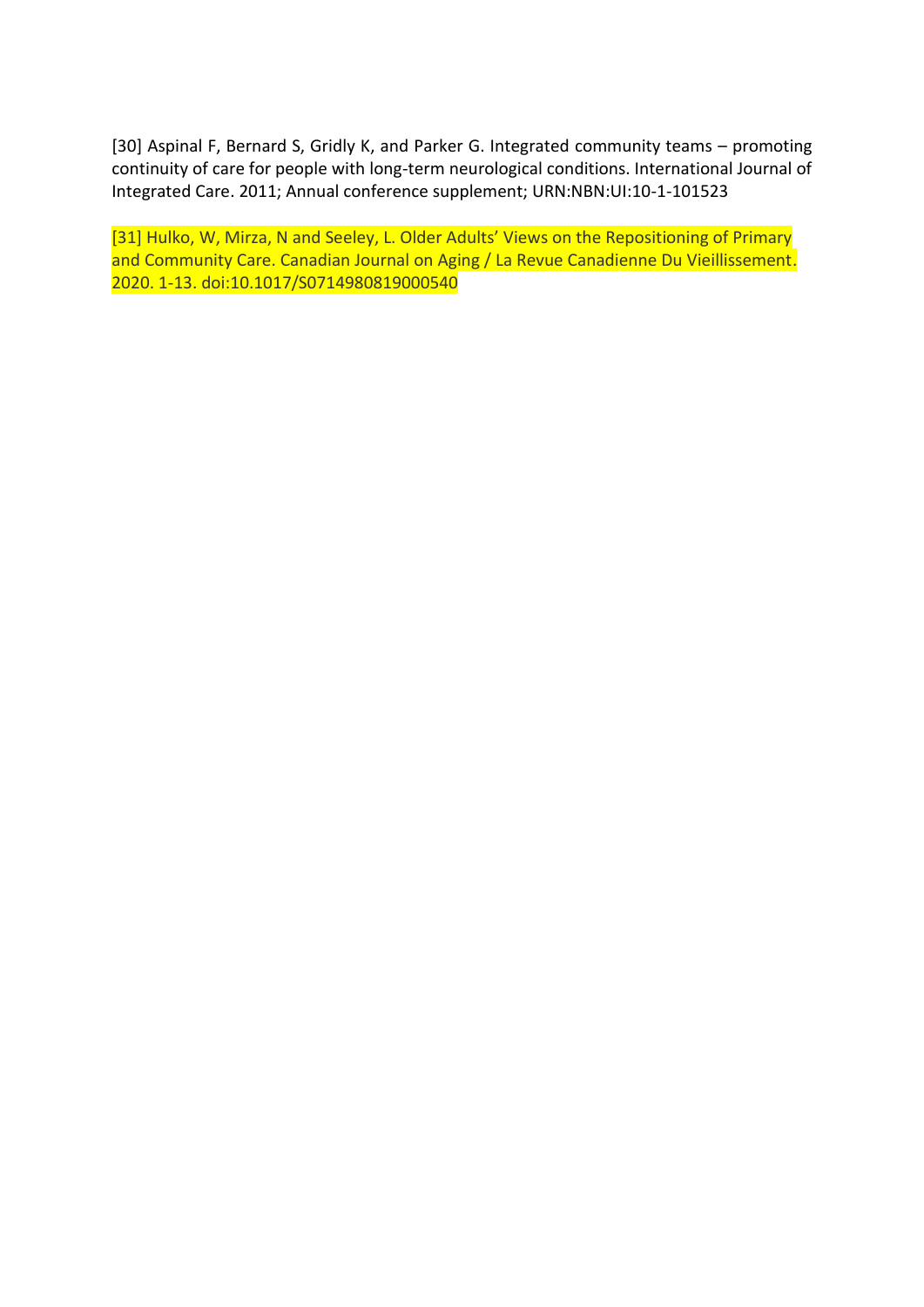[30] Aspinal F, Bernard S, Gridly K, and Parker G. Integrated community teams – promoting continuity of care for people with long-term neurological conditions. International Journal of Integrated Care. 2011; Annual conference supplement; URN:NBN:UI:10-1-101523

[31] Hulko, W, Mirza, N and Seeley, L. Older Adults' Views on the Repositioning of Primary and Community Care. Canadian Journal on Aging / La Revue Canadienne Du Vieillissement. 2020. 1-13. doi:10.1017/S0714980819000540